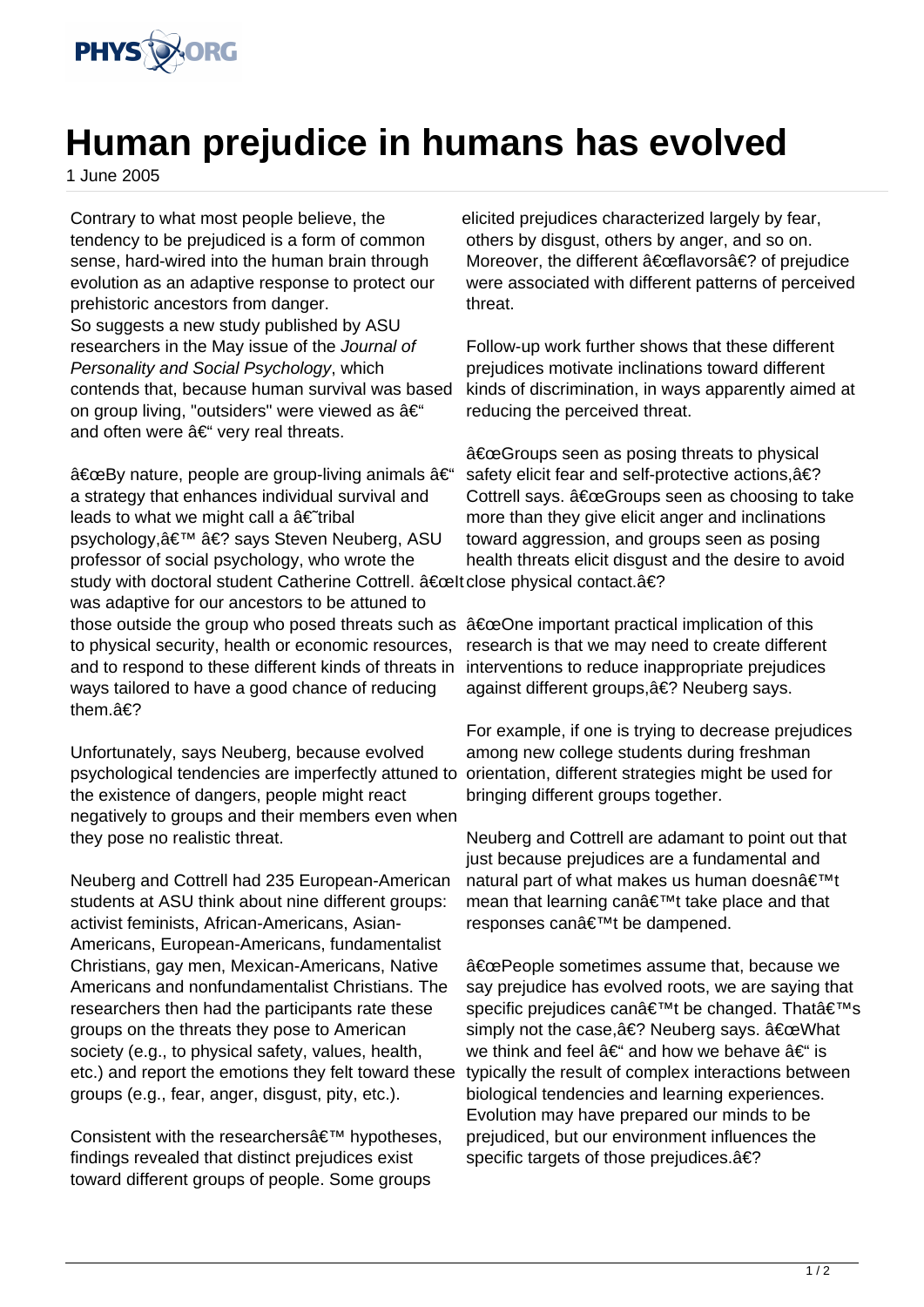# Human prejudice in humans has evolved

1 June 2005

Contrary to what most people believe, the tendency to be prejudiced is a form of common sense, hard-wired into the human brain through evolution as an adaptive response to protect our prehistoric ancestors from danger.

So suggests a new study published by ASU researchers in the May issue of the *Journal of Personality and Social Psychology*, which contends that, because human survival was based on group living, "outsiders" were viewed as â€" and often were â€" very real threats.

â€œBy nature, people are group-living animals â€" a strategy that enhances individual survival and leads to what we might call a â€˜tribal psychology,â€™ â€? says Steven Neuberg, ASU professor of social psychology, who wrote the study with doctoral student Catherine Cottrell. â€œIt was adaptive for our ancestors to be attuned to those outside the group who posed threats such as to physical security, health or economic resources, and to respond to these different kinds of threats in ways tailored to have a good chance of reducing them.â€?

Unfortunately, says Neuberg, because evolved psychological tendencies are imperfectly attuned to the existence of dangers, people might react negatively to groups and their members even when they pose no realistic threat.

Neuberg and Cottrell had 235 European-American students at ASU think about nine different groups: activist feminists, African-Americans, Asian-Americans, European-Americans, fundamentalist Christians, gay men, Mexican-Americans, Native Americans and nonfundamentalist Christians. The researchers then had the participants rate these groups on the threats they pose to American society (e.g., to physical safety, values, health, etc.) and report the emotions they felt toward these groups (e.g., fear, anger, disgust, pity, etc.).

Consistent with the researchersâ€™ hypotheses, findings revealed that distinct prejudices exist toward different groups of people. Some groups elicited prejudices characterized largely by fear, others by disgust, others by anger, and so on. Moreover, the different â€œflavorsâ€? of prejudice were associated with different patterns of perceived threat.

Follow-up work further shows that these different prejudices motivate inclinations toward different kinds of discrimination, in ways apparently aimed at reducing the perceived threat.

â€œGroups seen as posing threats to physical safety elicit fear and self-protective actions,â€? Cottrell says. â€œGroups seen as choosing to take more than they give elicit anger and inclinations toward aggression, and groups seen as posing health threats elicit disgust and the desire to avoid close physical contact.â€?

â€œOne important practical implication of this research is that we may need to create different interventions to reduce inappropriate prejudices against different groups,â€? Neuberg says.

For example, if one is trying to decrease prejudices among new college students during freshman orientation, different strategies might be used for bringing different groups together.

Neuberg and Cottrell are adamant to point out that just because prejudices are a fundamental and natural part of what makes us human doesnâ€™t mean that learning canâ€™t take place and that responses canâ€™t be dampened.

â€œPeople sometimes assume that, because we say prejudice has evolved roots, we are saying that specific prejudices canâ€™t be changed. Thatâ€™s simply not the case,â€? Neuberg says. â€œWhat we think and feel â€" and how we behave â€" is typically the result of complex interactions between biological tendencies and learning experiences. Evolution may have prepared our minds to be prejudiced, but our environment influences the specific targets of those prejudices.â€?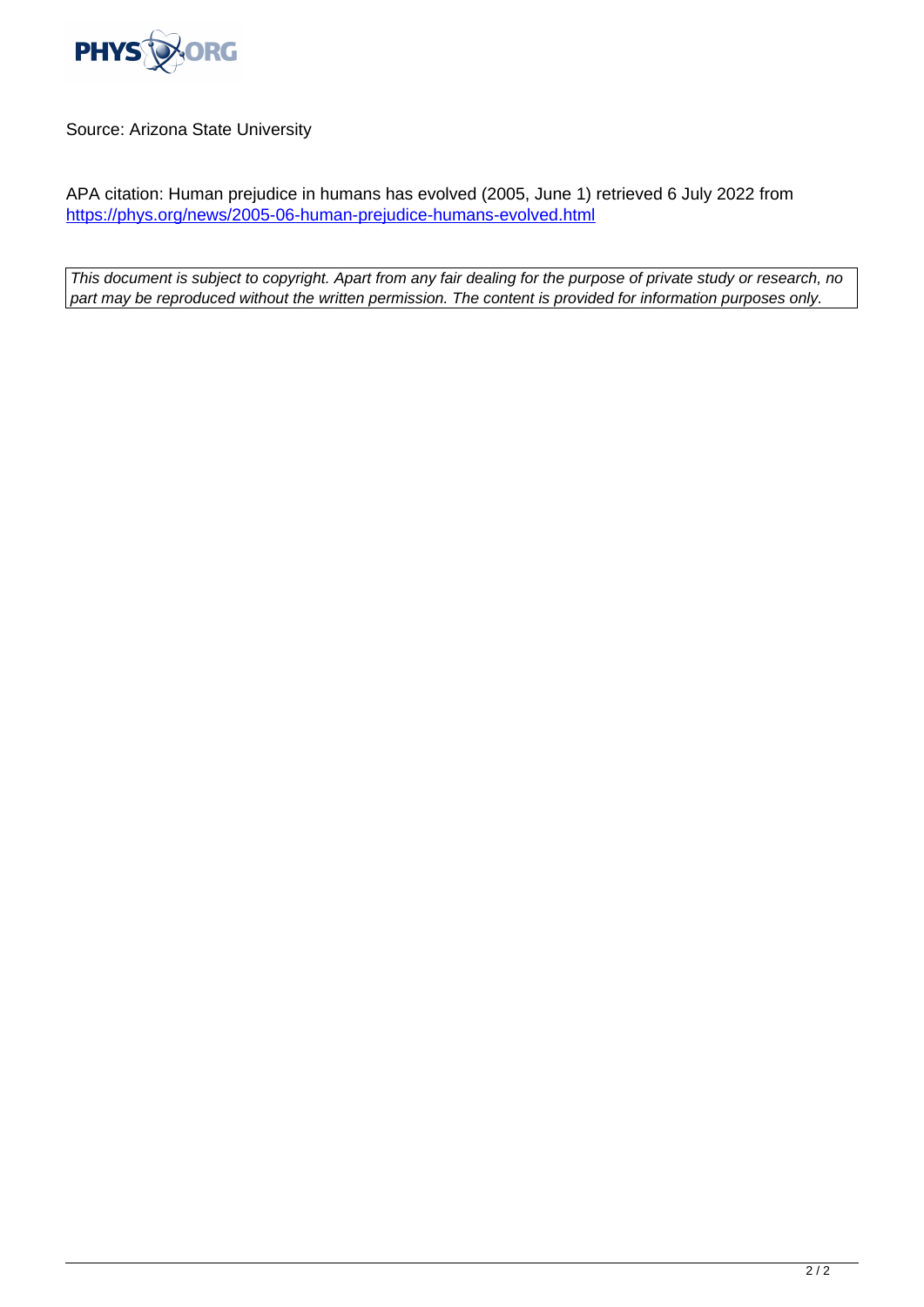Source: Arizona State University

APA citation: Human prejudice in humans has evolved (2005, June 1) retrieved 6 July 2022 from https://phys.org/news/2005-06-human-prejudice-humans-evolved.html

*This document is subject to copyright. Apart from any fair dealing for the purpose of private study or research, no part may be reproduced without the written permission. The content is provided for information purposes only.*